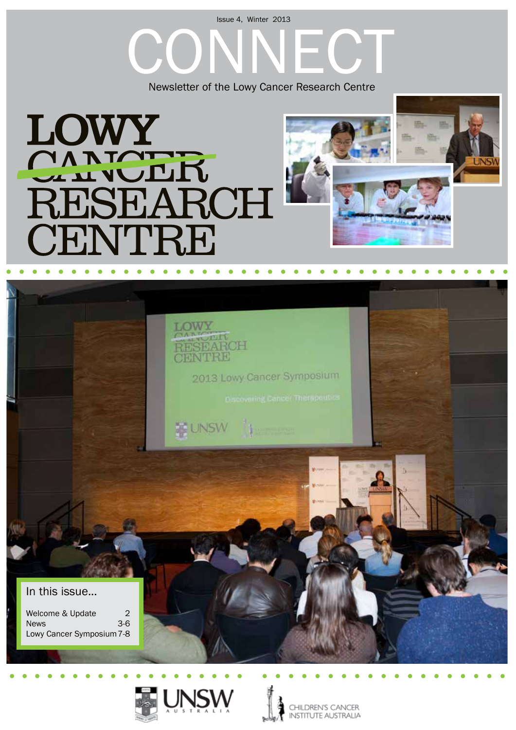Issue 4, Winter 2013

# CONNECT

Newsletter of the Lowy Cancer Research Centre

LOWY CANCER RESEARCH CENTRE

In this issue...

| | |
|---|---|
| Welcome & Update | 2 |
| News | 3-6 |
| Lowy Cancer Symposium | 7-8 |

UNSW AUSTRALIA

CHILDREN'S CANCER INSTITUTE AUSTRALIA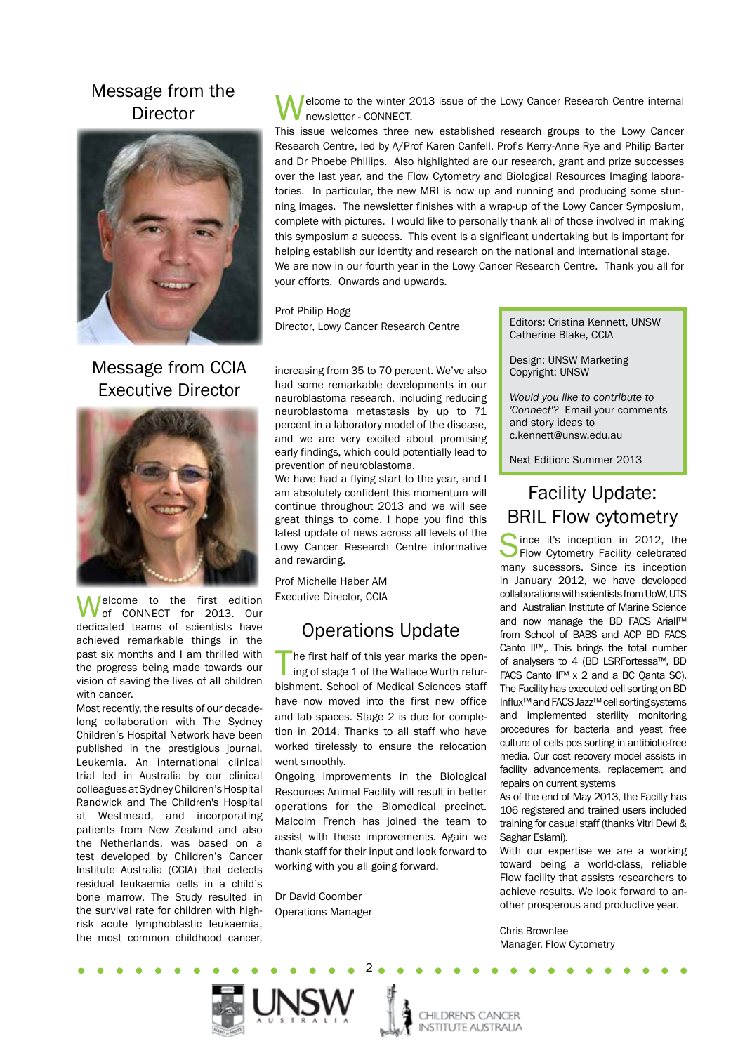## Message from the Director

Welcome to the winter 2013 issue of the Lowy Cancer Research Centre internal newsletter - CONNECT.

This issue welcomes three new established research groups to the Lowy Cancer Research Centre, led by A/Prof Karen Canfell, Prof's Kerry-Anne Rye and Philip Barter and Dr Phoebe Phillips. Also highlighted are our research, grant and prize successes over the last year, and the Flow Cytometry and Biological Resources Imaging laboratories. In particular, the new MRI is now up and running and producing some stunning images. The newsletter finishes with a wrap-up of the Lowy Cancer Symposium, complete with pictures. I would like to personally thank all of those involved in making this symposium a success. This event is a significant undertaking but is important for helping establish our identity and research on the national and international stage.

We are now in our fourth year in the Lowy Cancer Research Centre. Thank you all for your efforts. Onwards and upwards.

Prof Philip Hogg
Director, Lowy Cancer Research Centre

## Message from CCIA Executive Director

Welcome to the first edition of CONNECT for 2013. Our dedicated teams of scientists have achieved remarkable things in the past six months and I am thrilled with the progress being made towards our vision of saving the lives of all children with cancer.

Most recently, the results of our decade-long collaboration with The Sydney Children's Hospital Network have been published in the prestigious journal, Leukemia. An international clinical trial led in Australia by our clinical colleagues at Sydney Children's Hospital Randwick and The Children's Hospital at Westmead, and incorporating patients from New Zealand and also the Netherlands, was based on a test developed by Children's Cancer Institute Australia (CCIA) that detects residual leukaemia cells in a child's bone marrow. The Study resulted in the survival rate for children with high-risk acute lymphoblastic leukaemia, the most common childhood cancer, increasing from 35 to 70 percent. We've also had some remarkable developments in our neuroblastoma research, including reducing neuroblastoma metastasis by up to 71 percent in a laboratory model of the disease, and we are very excited about promising early findings, which could potentially lead to prevention of neuroblastoma.

We have had a flying start to the year, and I am absolutely confident this momentum will continue throughout 2013 and we will see great things to come. I hope you find this latest update of news across all levels of the Lowy Cancer Research Centre informative and rewarding.

Prof Michelle Haber AM
Executive Director, CCIA

## Operations Update

The first half of this year marks the opening of stage 1 of the Wallace Wurth refurbishment. School of Medical Sciences staff have now moved into the first new office and lab spaces. Stage 2 is due for completion in 2014. Thanks to all staff who have worked tirelessly to ensure the relocation went smoothly.

Ongoing improvements in the Biological Resources Animal Facility will result in better operations for the Biomedical precinct. Malcolm French has joined the team to assist with these improvements. Again we thank staff for their input and look forward to working with you all going forward.

Dr David Coomber
Operations Manager

---

Editors: Cristina Kennett, UNSW
Catherine Blake, CCIA

Design: UNSW Marketing
Copyright: UNSW

*Would you like to contribute to 'Connect'?* Email your comments and story ideas to c.kennett@unsw.edu.au

Next Edition: Summer 2013

---

## Facility Update: BRIL Flow cytometry

Since it's inception in 2012, the Flow Cytometry Facility celebrated many sucessors. Since its inception in January 2012, we have developed collaborations with scientists from UoW, UTS and Australian Institute of Marine Science and now manage the BD FACS AriaII™ from School of BABS and ACP BD FACS Canto II™,. This brings the total number of analysers to 4 (BD LSRFortessa™, BD FACS Canto II™ x 2 and a BC Qanta SC). The Facility has executed cell sorting on BD Influx™ and FACS Jazz™ cell sorting systems and implemented sterility monitoring procedures for bacteria and yeast free culture of cells pos sorting in antibiotic-free media. Our cost recovery model assists in facility advancements, replacement and repairs on current systems

As of the end of May 2013, the Facilty has 106 registered and trained users included training for casual staff (thanks Vitri Dewi & Saghar Eslami).

With our expertise we are a working toward being a world-class, reliable Flow facility that assists researchers to achieve results. We look forward to another prosperous and productive year.

Chris Brownlee
Manager, Flow Cytometry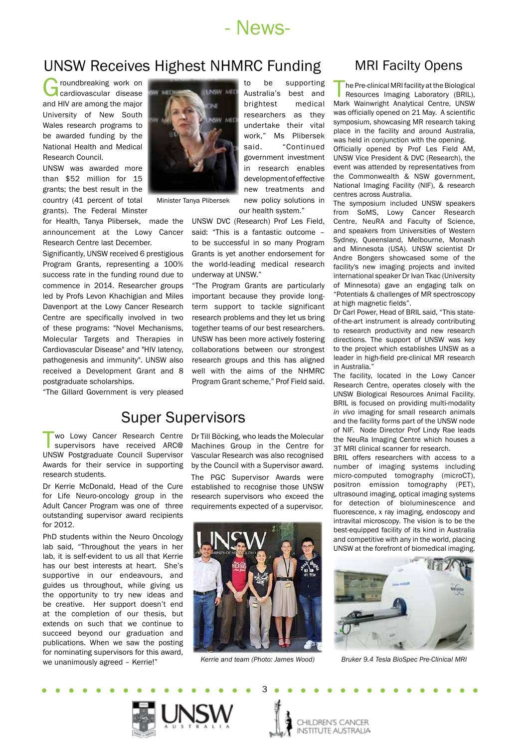# - News-

## UNSW Receives Highest NHMRC Funding

Groundbreaking work on cardiovascular disease and HIV are among the major University of New South Wales research programs to be awarded funding by the National Health and Medical Research Council.

UNSW was awarded more than $52 million for 15 grants; the best result in the country (41 percent of total grants). The Federal Minster for Health, Tanya Plibersek, made the announcement at the Lowy Cancer Research Centre last December.

Minister Tanya Plibersek

Significantly, UNSW received 6 prestigious Program Grants, representing a 100% success rate in the funding round due to commence in 2014. Researcher groups led by Profs Levon Khachigian and Miles Davenport at the Lowy Cancer Research Centre are specifically involved in two of these programs: "Novel Mechanisms, Molecular Targets and Therapies in Cardiovascular Disease" and "HIV latency, pathogenesis and immunity". UNSW also received a Development Grant and 8 postgraduate scholarships.

"The Gillard Government is very pleased to be supporting Australia's best and brightest medical researchers as they undertake their vital work," Ms Plibersek said. "Continued government investment in research enables development of effective new treatments and new policy solutions in our health system."

UNSW DVC (Research) Prof Les Field, said: "This is a fantastic outcome – to be successful in so many Program Grants is yet another endorsement for the world-leading medical research underway at UNSW."

"The Program Grants are particularly important because they provide long-term support to tackle significant research problems and they let us bring together teams of our best researchers. UNSW has been more actively fostering collaborations between our strongest research groups and this has aligned well with the aims of the NHMRC Program Grant scheme," Prof Field said.

## Super Supervisors

Two Lowy Cancer Research Centre supervisors have received ARC@ UNSW Postgraduate Council Supervisor Awards for their service in supporting research students.

Dr Kerrie McDonald, Head of the Cure for Life Neuro-oncology group in the Adult Cancer Program was one of three outstanding supervisor award recipients for 2012.

PhD students within the Neuro Oncology lab said, "Throughout the years in her lab, it is self-evident to us all that Kerrie has our best interests at heart. She's supportive in our endeavours, and guides us throughout, while giving us the opportunity to try new ideas and be creative. Her support doesn't end at the completion of our thesis, but extends on such that we continue to succeed beyond our graduation and publications. When we saw the posting for nominating supervisors for this award, we unanimously agreed – Kerrie!"

Dr Till Böcking, who leads the Molecular Machines Group in the Centre for Vascular Research was also recognised by the Council with a Supervisor award.

The PGC Supervisor Awards were established to recognise those UNSW research supervisors who exceed the requirements expected of a supervisor.

*Kerrie and team (Photo: James Wood)*

## MRI Facilty Opens

The Pre-clinical MRI facility at the Biological Resources Imaging Laboratory (BRIL), Mark Wainwright Analytical Centre, UNSW was officially opened on 21 May. A scientific symposium, showcasing MR research taking place in the facility and around Australia, was held in conjunction with the opening. Officially opened by Prof Les Field AM, UNSW Vice President & DVC (Research), the event was attended by representatives from the Commonwealth & NSW government, National Imaging Facility (NIF), & research centres across Australia.

The symposium included UNSW speakers from SoMS, Lowy Cancer Research Centre, NeuRA and Faculty of Science, and speakers from Universities of Western Sydney, Queensland, Melbourne, Monash and Minnesota (USA). UNSW scientist Dr Andre Bongers showcased some of the facility's new imaging projects and invited international speaker Dr Ivan Tkac (University of Minnesota) gave an engaging talk on "Potentials & challenges of MR spectroscopy at high magnetic fields".

Dr Carl Power, Head of BRIL said, "This state-of-the-art instrument is already contributing to research productivity and new research directions. The support of UNSW was key to the project which establishes UNSW as a leader in high-field pre-clinical MR research in Australia."

The facility, located in the Lowy Cancer Research Centre, operates closely with the UNSW Biological Resources Animal Facility. BRIL is focused on providing multi-modality *in vivo* imaging for small research animals and the facility forms part of the UNSW node of NIF. Node Director Prof Lindy Rae leads the NeuRa Imaging Centre which houses a 3T MRI clinical scanner for research.

BRIL offers researchers with access to a number of imaging systems including micro-computed tomography (microCT), positron emission tomography (PET), ultrasound imaging, optical imaging systems for detection of bioluminescence and fluorescence, x ray imaging, endoscopy and intravital microscopy. The vision is to be the best-equipped facility of its kind in Australia and competitive with any in the world, placing UNSW at the forefront of biomedical imaging.

*Bruker 9.4 Tesla BioSpec Pre-Clinical MRI*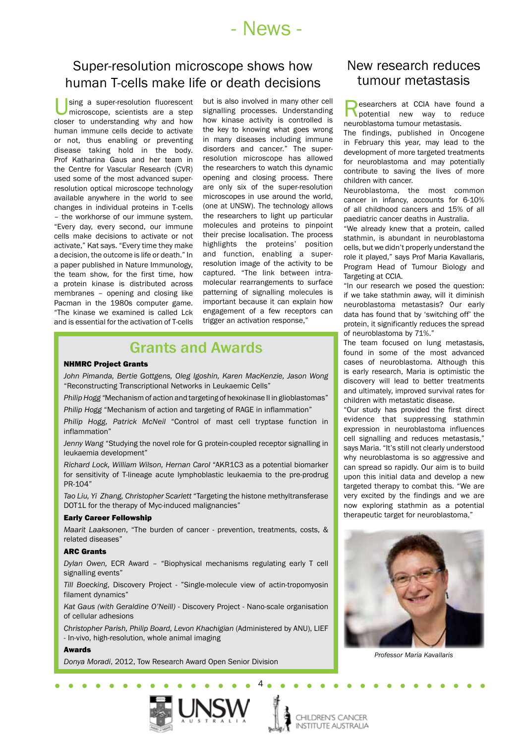// News -

## Super-resolution microscope shows how human T-cells make life or death decisions

Using a super-resolution fluorescent microscope, scientists are a step closer to understanding why and how human immune cells decide to activate or not, thus enabling or preventing disease taking hold in the body. Prof Katharina Gaus and her team in the Centre for Vascular Research (CVR) used some of the most advanced super-resolution optical microscope technology available anywhere in the world to see changes in individual proteins in T-cells – the workhorse of our immune system. "Every day, every second, our immune cells make decisions to activate or not activate," Kat says. "Every time they make a decision, the outcome is life or death." In a paper published in Nature Immunology, the team show, for the first time, how a protein kinase is distributed across membranes – opening and closing like Pacman in the 1980s computer game. "The kinase we examined is called Lck and is essential for the activation of T-cells but is also involved in many other cell signalling processes. Understanding how kinase activity is controlled is the key to knowing what goes wrong in many diseases including immune disorders and cancer." The super-resolution microscope has allowed the researchers to watch this dynamic opening and closing process. There are only six of the super-resolution microscopes in use around the world, (one at UNSW). The technology allows the researchers to light up particular molecules and proteins to pinpoint their precise localisation. The process highlights the proteins' position and function, enabling a super-resolution image of the activity to be captured. "The link between intra-molecular rearrangements to surface patterning of signalling molecules is important because it can explain how engagement of a few receptors can trigger an activation response,"

## New research reduces tumour metastasis

Researchers at CCIA have found a potential new way to reduce neuroblastoma tumour metastasis.

The findings, published in Oncogene in February this year, may lead to the development of more targeted treatments for neuroblastoma and may potentially contribute to saving the lives of more children with cancer.

Neuroblastoma, the most common cancer in infancy, accounts for 6-10% of all childhood cancers and 15% of all paediatric cancer deaths in Australia.

"We already knew that a protein, called stathmin, is abundant in neuroblastoma cells, but we didn't properly understand the role it played," says Prof Maria Kavallaris, Program Head of Tumour Biology and Targeting at CCIA.

"In our research we posed the question: if we take stathmin away, will it diminish neuroblastoma metastasis? Our early data has found that by 'switching off' the protein, it significantly reduces the spread of neuroblastoma by 71%."

The team focused on lung metastasis, found in some of the most advanced cases of neuroblastoma. Although this is early research, Maria is optimistic the discovery will lead to better treatments and ultimately, improved survival rates for children with metastatic disease.

"Our study has provided the first direct evidence that suppressing stathmin expression in neuroblastoma influences cell signalling and reduces metastasis," says Maria. "It's still not clearly understood why neuroblastoma is so aggressive and can spread so rapidly. Our aim is to build upon this initial data and develop a new targeted therapy to combat this. "We are very excited by the findings and we are now exploring stathmin as a potential therapeutic target for neuroblastoma,"

*Professor Maria Kavallaris*

## Grants and Awards

**NHMRC Project Grants**

*John Pimanda, Bertie Gottgens, Oleg Igoshin, Karen MacKenzie, Jason Wong* "Reconstructing Transcriptional Networks in Leukaemic Cells"

*Philip Hogg* "Mechanism of action and targeting of hexokinase II in glioblastomas"

*Philip Hogg* "Mechanism of action and targeting of RAGE in inflammation"

*Philip Hogg, Patrick McNeil* "Control of mast cell tryptase function in inflammation"

*Jenny Wang* "Studying the novel role for G protein-coupled receptor signalling in leukaemia development"

*Richard Lock, William Wilson, Hernan Carol* "AKR1C3 as a potential biomarker for sensitivity of T-lineage acute lymphoblastic leukaemia to the pre-prodrug PR-104"

*Tao Liu, Yi Zhang, Christopher Scarlett* "Targeting the histone methyltransferase DOT1L for the therapy of Myc-induced malignancies"

**Early Career Fellowship**

*Maarit Laaksonen*, "The burden of cancer - prevention, treatments, costs, & related diseases"

**ARC Grants**

*Dylan Owen,* ECR Award – "Biophysical mechanisms regulating early T cell signalling events"

*Till Boecking*, Discovery Project - "Single-molecule view of actin-tropomyosin filament dynamics"

*Kat Gaus (with Geraldine O'Neill)* - Discovery Project - Nano-scale organisation of cellular adhesions

*Christopher Parish, Philip Board, Levon Khachigian* (Administered by ANU), LIEF - In-vivo, high-resolution, whole animal imaging

**Awards**

*Donya Moradi*, 2012, Tow Research Award Open Senior Division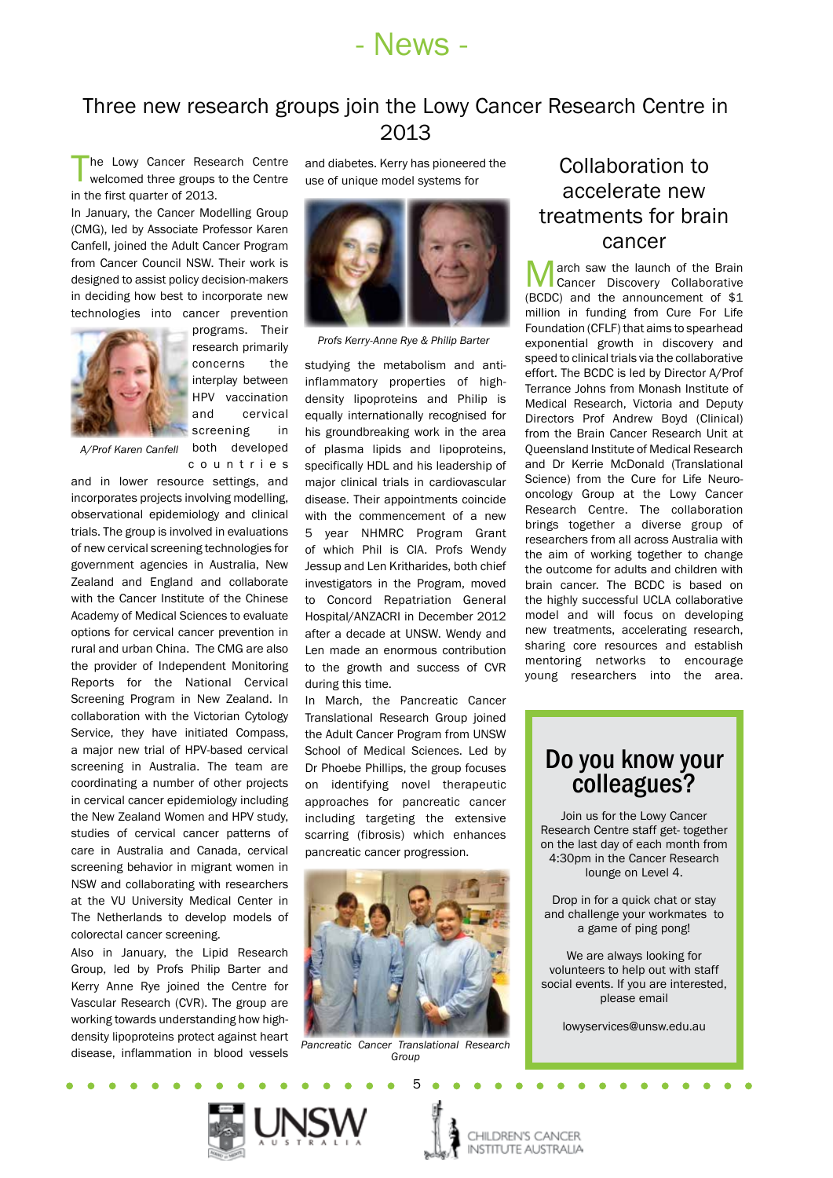# - News -

## Three new research groups join the Lowy Cancer Research Centre in 2013

The Lowy Cancer Research Centre welcomed three groups to the Centre in the first quarter of 2013.

In January, the Cancer Modelling Group (CMG), led by Associate Professor Karen Canfell, joined the Adult Cancer Program from Cancer Council NSW. Their work is designed to assist policy decision-makers in deciding how best to incorporate new technologies into cancer prevention programs. Their research primarily concerns the interplay between HPV vaccination and cervical screening in both developed countries and in lower resource settings, and incorporates projects involving modelling, observational epidemiology and clinical trials. The group is involved in evaluations of new cervical screening technologies for government agencies in Australia, New Zealand and England and collaborate with the Cancer Institute of the Chinese Academy of Medical Sciences to evaluate options for cervical cancer prevention in rural and urban China. The CMG are also the provider of Independent Monitoring Reports for the National Cervical Screening Program in New Zealand. In collaboration with the Victorian Cytology Service, they have initiated Compass, a major new trial of HPV-based cervical screening in Australia. The team are coordinating a number of other projects in cervical cancer epidemiology including the New Zealand Women and HPV study, studies of cervical cancer patterns of care in Australia and Canada, cervical screening behavior in migrant women in NSW and collaborating with researchers at the VU University Medical Center in The Netherlands to develop models of colorectal cancer screening.

*A/Prof Karen Canfell*

Also in January, the Lipid Research Group, led by Profs Philip Barter and Kerry Anne Rye joined the Centre for Vascular Research (CVR). The group are working towards understanding how high-density lipoproteins protect against heart disease, inflammation in blood vessels and diabetes. Kerry has pioneered the use of unique model systems for studying the metabolism and anti-inflammatory properties of high-density lipoproteins and Philip is equally internationally recognised for his groundbreaking work in the area of plasma lipids and lipoproteins, specifically HDL and his leadership of major clinical trials in cardiovascular disease. Their appointments coincide with the commencement of a new 5 year NHMRC Program Grant of which Phil is CIA. Profs Wendy Jessup and Len Kritharides, both chief investigators in the Program, moved to Concord Repatriation General Hospital/ANZACRI in December 2012 after a decade at UNSW. Wendy and Len made an enormous contribution to the growth and success of CVR during this time.

*Profs Kerry-Anne Rye & Philip Barter*

In March, the Pancreatic Cancer Translational Research Group joined the Adult Cancer Program from UNSW School of Medical Sciences. Led by Dr Phoebe Phillips, the group focuses on identifying novel therapeutic approaches for pancreatic cancer including targeting the extensive scarring (fibrosis) which enhances pancreatic cancer progression.

*Pancreatic Cancer Translational Research Group*

## Collaboration to accelerate new treatments for brain cancer

March saw the launch of the Brain Cancer Discovery Collaborative (BCDC) and the announcement of $1 million in funding from Cure For Life Foundation (CFLF) that aims to spearhead exponential growth in discovery and speed to clinical trials via the collaborative effort. The BCDC is led by Director A/Prof Terrance Johns from Monash Institute of Medical Research, Victoria and Deputy Directors Prof Andrew Boyd (Clinical) from the Brain Cancer Research Unit at Queensland Institute of Medical Research and Dr Kerrie McDonald (Translational Science) from the Cure for Life Neuro-oncology Group at the Lowy Cancer Research Centre. The collaboration brings together a diverse group of researchers from all across Australia with the aim of working together to change the outcome for adults and children with brain cancer. The BCDC is based on the highly successful UCLA collaborative model and will focus on developing new treatments, accelerating research, sharing core resources and establish mentoring networks to encourage young researchers into the area.

## Do you know your colleagues?

Join us for the Lowy Cancer Research Centre staff get- together on the last day of each month from 4:30pm in the Cancer Research lounge on Level 4.

Drop in for a quick chat or stay and challenge your workmates to a game of ping pong!

We are always looking for volunteers to help out with staff social events. If you are interested, please email

lowyservices@unsw.edu.au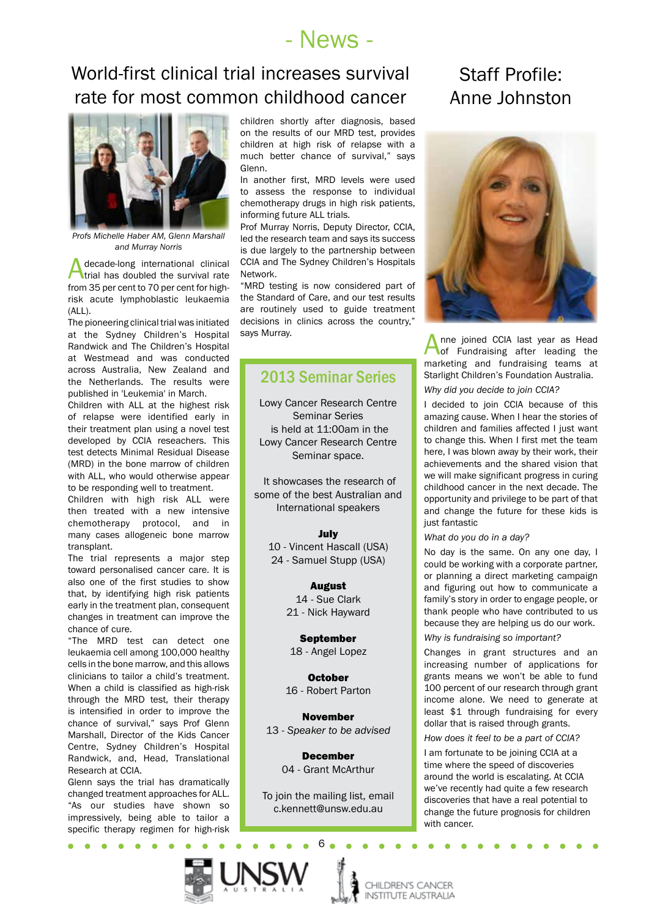# - News -

## World-first clinical trial increases survival rate for most common childhood cancer

Profs Michelle Haber AM, Glenn Marshall and Murray Norris

A decade-long international clinical trial has doubled the survival rate from 35 per cent to 70 per cent for high-risk acute lymphoblastic leukaemia (ALL).

The pioneering clinical trial was initiated at the Sydney Children's Hospital Randwick and The Children's Hospital at Westmead and was conducted across Australia, New Zealand and the Netherlands. The results were published in 'Leukemia' in March.

Children with ALL at the highest risk of relapse were identified early in their treatment plan using a novel test developed by CCIA reseachers. This test detects Minimal Residual Disease (MRD) in the bone marrow of children with ALL, who would otherwise appear to be responding well to treatment.

Children with high risk ALL were then treated with a new intensive chemotherapy protocol, and in many cases allogeneic bone marrow transplant.

The trial represents a major step toward personalised cancer care. It is also one of the first studies to show that, by identifying high risk patients early in the treatment plan, consequent changes in treatment can improve the chance of cure.

"The MRD test can detect one leukaemia cell among 100,000 healthy cells in the bone marrow, and this allows clinicians to tailor a child's treatment. When a child is classified as high-risk through the MRD test, their therapy is intensified in order to improve the chance of survival," says Prof Glenn Marshall, Director of the Kids Cancer Centre, Sydney Children's Hospital Randwick, and, Head, Translational Research at CCIA.

Glenn says the trial has dramatically changed treatment approaches for ALL. "As our studies have shown so impressively, being able to tailor a specific therapy regimen for high-risk children shortly after diagnosis, based on the results of our MRD test, provides children at high risk of relapse with a much better chance of survival," says Glenn.

In another first, MRD levels were used to assess the response to individual chemotherapy drugs in high risk patients, informing future ALL trials.

Prof Murray Norris, Deputy Director, CCIA, led the research team and says its success is due largely to the partnership between CCIA and The Sydney Children's Hospitals Network.

"MRD testing is now considered part of the Standard of Care, and our test results are routinely used to guide treatment decisions in clinics across the country," says Murray.

## 2013 Seminar Series

Lowy Cancer Research Centre Seminar Series is held at 11:00am in the Lowy Cancer Research Centre Seminar space.

It showcases the research of some of the best Australian and International speakers

**July**
10 - Vincent Hascall (USA)
24 - Samuel Stupp (USA)

**August**
14 - Sue Clark
21 - Nick Hayward

**September**
18 - Angel Lopez

**October**
16 - Robert Parton

**November**
13 - *Speaker to be advised*

**December**
04 - Grant McArthur

To join the mailing list, email c.kennett@unsw.edu.au

## Staff Profile: Anne Johnston

Anne joined CCIA last year as Head of Fundraising after leading the marketing and fundraising teams at Starlight Children's Foundation Australia.

*Why did you decide to join CCIA?*

I decided to join CCIA because of this amazing cause. When I hear the stories of children and families affected I just want to change this. When I first met the team here, I was blown away by their work, their achievements and the shared vision that we will make significant progress in curing childhood cancer in the next decade. The opportunity and privilege to be part of that and change the future for these kids is just fantastic

*What do you do in a day?*

No day is the same. On any one day, I could be working with a corporate partner, or planning a direct marketing campaign and figuring out how to communicate a family's story in order to engage people, or thank people who have contributed to us because they are helping us do our work.

*Why is fundraising so important?*

Changes in grant structures and an increasing number of applications for grants means we won't be able to fund 100 percent of our research through grant income alone. We need to generate at least $1 through fundraising for every dollar that is raised through grants.

*How does it feel to be a part of CCIA?*

I am fortunate to be joining CCIA at a time where the speed of discoveries around the world is escalating. At CCIA we've recently had quite a few research discoveries that have a real potential to change the future prognosis for children with cancer.

UNSW AUSTRALIA — CHILDREN'S CANCER INSTITUTE AUSTRALIA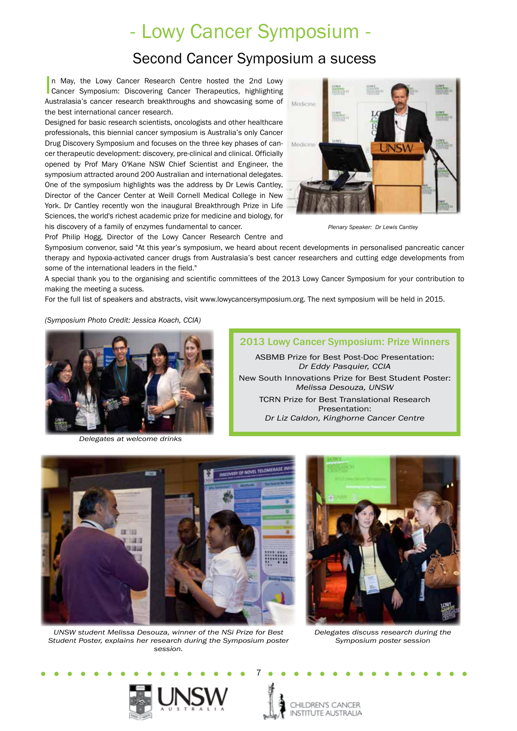# - Lowy Cancer Symposium -

## Second Cancer Symposium a sucess

In May, the Lowy Cancer Research Centre hosted the 2nd Lowy Cancer Symposium: Discovering Cancer Therapeutics, highlighting Australasia's cancer research breakthroughs and showcasing some of the best international cancer research.

Designed for basic research scientists, oncologists and other healthcare professionals, this biennial cancer symposium is Australia's only Cancer Drug Discovery Symposium and focuses on the three key phases of cancer therapeutic development: discovery, pre-clinical and clinical. Officially opened by Prof Mary O'Kane NSW Chief Scientist and Engineer, the symposium attracted around 200 Australian and international delegates.

One of the symposium highlights was the address by Dr Lewis Cantley, Director of the Cancer Center at Weill Cornell Medical College in New York. Dr Cantley recently won the inaugural Breakthrough Prize in Life Sciences, the world's richest academic prize for medicine and biology, for his discovery of a family of enzymes fundamental to cancer.

*Plenary Speaker: Dr Lewis Cantley*

Prof Philip Hogg, Director of the Lowy Cancer Research Centre and Symposium convenor, said "At this year's symposium, we heard about recent developments in personalised pancreatic cancer therapy and hypoxia-activated cancer drugs from Australasia's best cancer researchers and cutting edge developments from some of the international leaders in the field."

A special thank you to the organising and scientific committees of the 2013 Lowy Cancer Symposium for your contribution to making the meeting a sucess.

For the full list of speakers and abstracts, visit www.lowycancersymposium.org. The next symposium will be held in 2015.

*(Symposium Photo Credit: Jessica Koach, CCIA)*

*Delegates at welcome drinks*

### 2013 Lowy Cancer Symposium: Prize Winners

ASBMB Prize for Best Post-Doc Presentation:
*Dr Eddy Pasquier, CCIA*

New South Innovations Prize for Best Student Poster:
*Melissa Desouza, UNSW*

TCRN Prize for Best Translational Research Presentation:
*Dr Liz Caldon, Kinghorne Cancer Centre*

*UNSW student Melissa Desouza, winner of the NSi Prize for Best Student Poster, explains her research during the Symposium poster session.*

*Delegates discuss research during the Symposium poster session*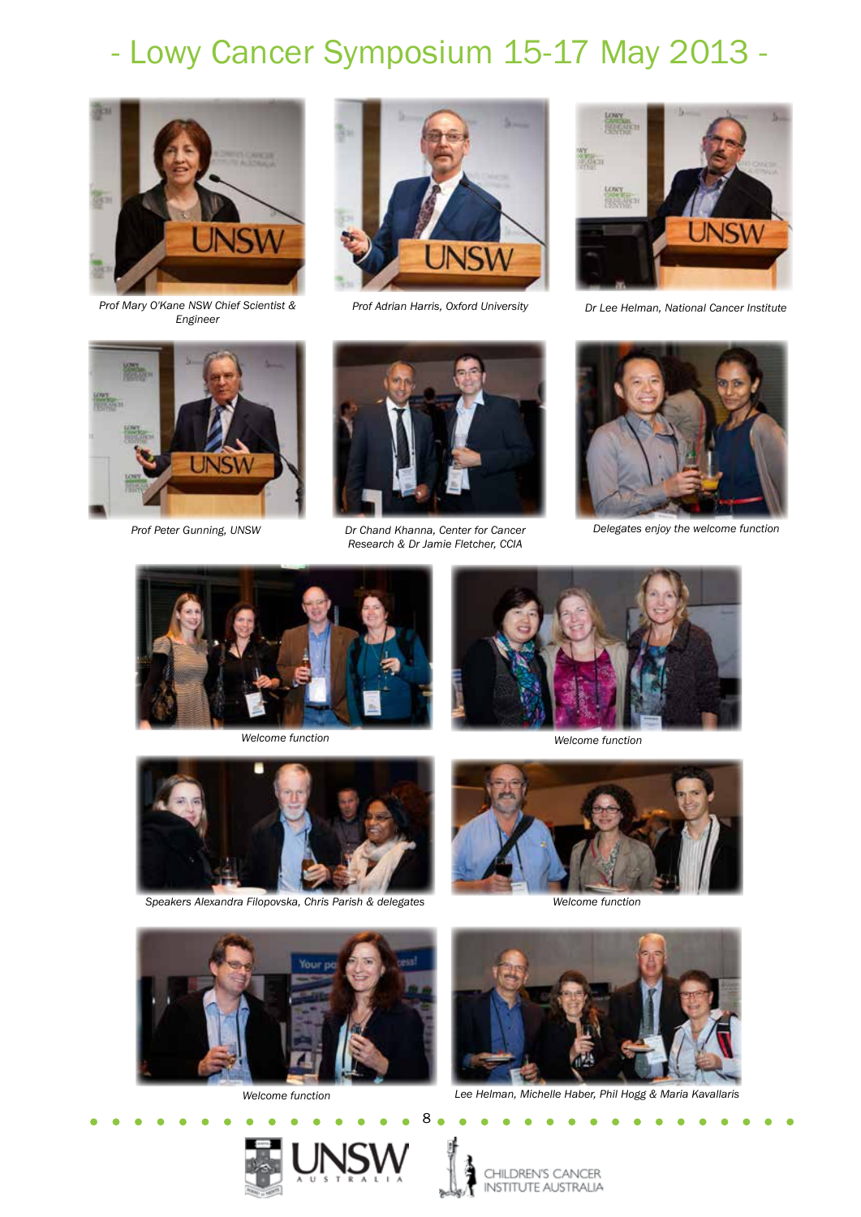# - Lowy Cancer Symposium 15-17 May 2013 -

*Prof Mary O'Kane NSW Chief Scientist & Engineer*

*Prof Adrian Harris, Oxford University*

*Dr Lee Helman, National Cancer Institute*

*Prof Peter Gunning, UNSW*

*Dr Chand Khanna, Center for Cancer Research & Dr Jamie Fletcher, CCIA*

*Delegates enjoy the welcome function*

*Welcome function*

*Welcome function*

*Speakers Alexandra Filopovska, Chris Parish & delegates*

*Welcome function*

*Welcome function*

*Lee Helman, Michelle Haber, Phil Hogg & Maria Kavallaris*